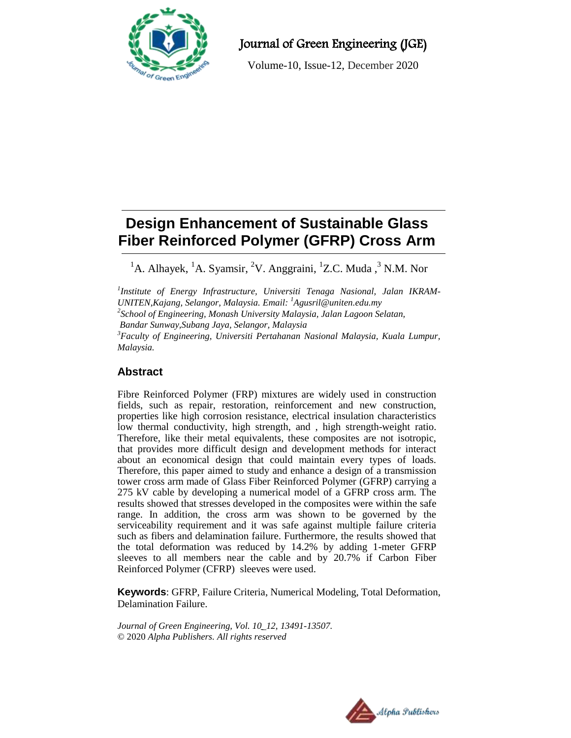Journal of Green Engineering (JGE)

Volume-10, Issue-12, December 2020

# Design Enhancement of Sustainable Glass Fiber Reinforced Polymer (GFRP) Cross Arm

[1]A. Alhayek, [1]A. Syamsir, [2]V. Anggraini, [1]Z.C. Muda , [3] N.M. Nor

*[1]Institute of Energy Infrastructure, Universiti Tenaga Nasional, Jalan IKRAM-UNITEN,Kajang, Selangor, Malaysia. Email: [1]Agusril@uniten.edu.my*

*[2]School of Engineering, Monash University Malaysia, Jalan Lagoon Selatan, Bandar Sunway,Subang Jaya, Selangor, Malaysia*

*[3]Faculty of Engineering, Universiti Pertahanan Nasional Malaysia, Kuala Lumpur, Malaysia.*

## Abstract

Fibre Reinforced Polymer (FRP) mixtures are widely used in construction fields, such as repair, restoration, reinforcement and new construction, properties like high corrosion resistance, electrical insulation characteristics low thermal conductivity, high strength, and , high strength-weight ratio. Therefore, like their metal equivalents, these composites are not isotropic, that provides more difficult design and development methods for interact about an economical design that could maintain every types of loads. Therefore, this paper aimed to study and enhance a design of a transmission tower cross arm made of Glass Fiber Reinforced Polymer (GFRP) carrying a 275 kV cable by developing a numerical model of a GFRP cross arm. The results showed that stresses developed in the composites were within the safe range. In addition, the cross arm was shown to be governed by the serviceability requirement and it was safe against multiple failure criteria such as fibers and delamination failure. Furthermore, the results showed that the total deformation was reduced by 14.2% by adding 1-meter GFRP sleeves to all members near the cable and by 20.7% if Carbon Fiber Reinforced Polymer (CFRP) sleeves were used.

**Keywords**: GFRP, Failure Criteria, Numerical Modeling, Total Deformation, Delamination Failure.

*Journal of Green Engineering, Vol. 10_12, 13491-13507.*
© 2020 *Alpha Publishers. All rights reserved*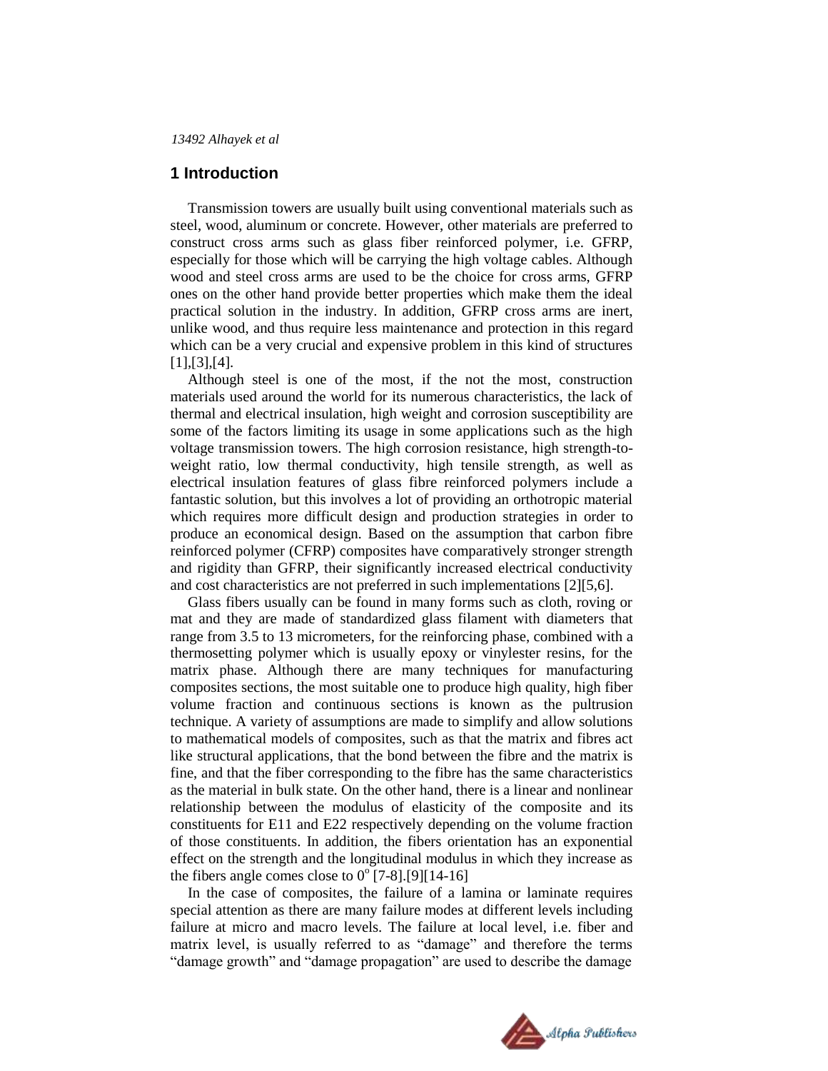## 1 Introduction

Transmission towers are usually built using conventional materials such as steel, wood, aluminum or concrete. However, other materials are preferred to construct cross arms such as glass fiber reinforced polymer, i.e. GFRP, especially for those which will be carrying the high voltage cables. Although wood and steel cross arms are used to be the choice for cross arms, GFRP ones on the other hand provide better properties which make them the ideal practical solution in the industry. In addition, GFRP cross arms are inert, unlike wood, and thus require less maintenance and protection in this regard which can be a very crucial and expensive problem in this kind of structures [1],[3],[4].

Although steel is one of the most, if the not the most, construction materials used around the world for its numerous characteristics, the lack of thermal and electrical insulation, high weight and corrosion susceptibility are some of the factors limiting its usage in some applications such as the high voltage transmission towers. The high corrosion resistance, high strength-to-weight ratio, low thermal conductivity, high tensile strength, as well as electrical insulation features of glass fibre reinforced polymers include a fantastic solution, but this involves a lot of providing an orthotropic material which requires more difficult design and production strategies in order to produce an economical design. Based on the assumption that carbon fibre reinforced polymer (CFRP) composites have comparatively stronger strength and rigidity than GFRP, their significantly increased electrical conductivity and cost characteristics are not preferred in such implementations [2][5,6].

Glass fibers usually can be found in many forms such as cloth, roving or mat and they are made of standardized glass filament with diameters that range from 3.5 to 13 micrometers, for the reinforcing phase, combined with a thermosetting polymer which is usually epoxy or vinylester resins, for the matrix phase. Although there are many techniques for manufacturing composites sections, the most suitable one to produce high quality, high fiber volume fraction and continuous sections is known as the pultrusion technique. A variety of assumptions are made to simplify and allow solutions to mathematical models of composites, such as that the matrix and fibres act like structural applications, that the bond between the fibre and the matrix is fine, and that the fiber corresponding to the fibre has the same characteristics as the material in bulk state. On the other hand, there is a linear and nonlinear relationship between the modulus of elasticity of the composite and its constituents for E11 and E22 respectively depending on the volume fraction of those constituents. In addition, the fibers orientation has an exponential effect on the strength and the longitudinal modulus in which they increase as the fibers angle comes close to $0^{o}$ [7-8].[9][14-16]

In the case of composites, the failure of a lamina or laminate requires special attention as there are many failure modes at different levels including failure at micro and macro levels. The failure at local level, i.e. fiber and matrix level, is usually referred to as "damage" and therefore the terms "damage growth" and "damage propagation" are used to describe the damage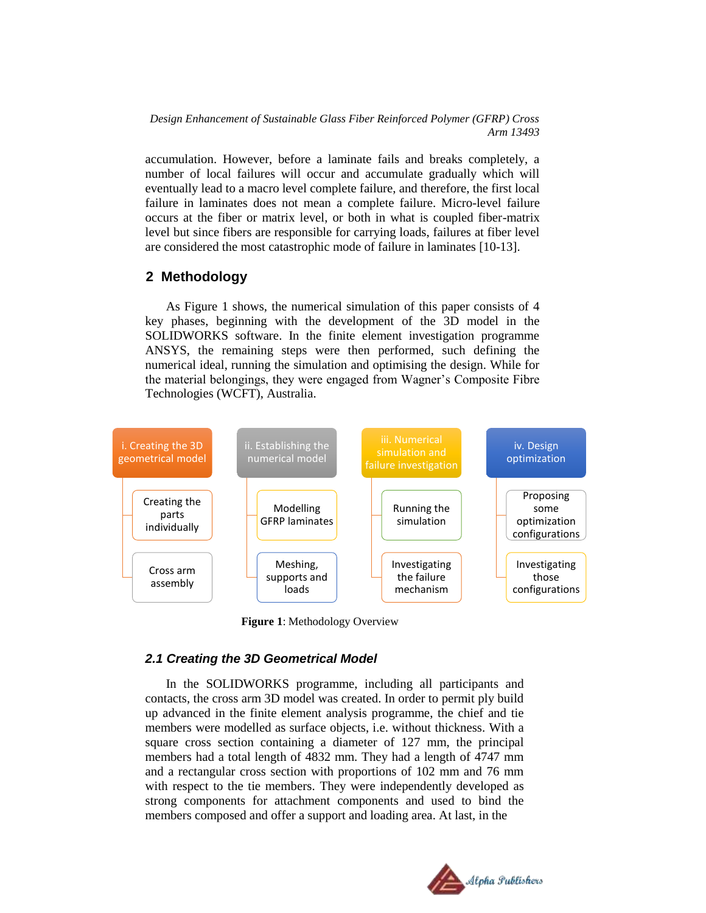accumulation. However, before a laminate fails and breaks completely, a number of local failures will occur and accumulate gradually which will eventually lead to a macro level complete failure, and therefore, the first local failure in laminates does not mean a complete failure. Micro-level failure occurs at the fiber or matrix level, or both in what is coupled fiber-matrix level but since fibers are responsible for carrying loads, failures at fiber level are considered the most catastrophic mode of failure in laminates [10-13].

## 2 Methodology

As Figure 1 shows, the numerical simulation of this paper consists of 4 key phases, beginning with the development of the 3D model in the SOLIDWORKS software. In the finite element investigation programme ANSYS, the remaining steps were then performed, such defining the numerical ideal, running the simulation and optimising the design. While for the material belongings, they were engaged from Wagner's Composite Fibre Technologies (WCFT), Australia.

i. Creating the 3D geometrical model
Creating the parts individually
Cross arm assembly

ii. Establishing the numerical model
Modelling GFRP laminates
Meshing, supports and loads

iii. Numerical simulation and failure investigation
Running the simulation
Investigating the failure mechanism

iv. Design optimization
Proposing some optimization configurations
Investigating those configurations

**Figure 1**: Methodology Overview

### *2.1 Creating the 3D Geometrical Model*

In the SOLIDWORKS programme, including all participants and contacts, the cross arm 3D model was created. In order to permit ply build up advanced in the finite element analysis programme, the chief and tie members were modelled as surface objects, i.e. without thickness. With a square cross section containing a diameter of 127 mm, the principal members had a total length of 4832 mm. They had a length of 4747 mm and a rectangular cross section with proportions of 102 mm and 76 mm with respect to the tie members. They were independently developed as strong components for attachment components and used to bind the members composed and offer a support and loading area. At last, in the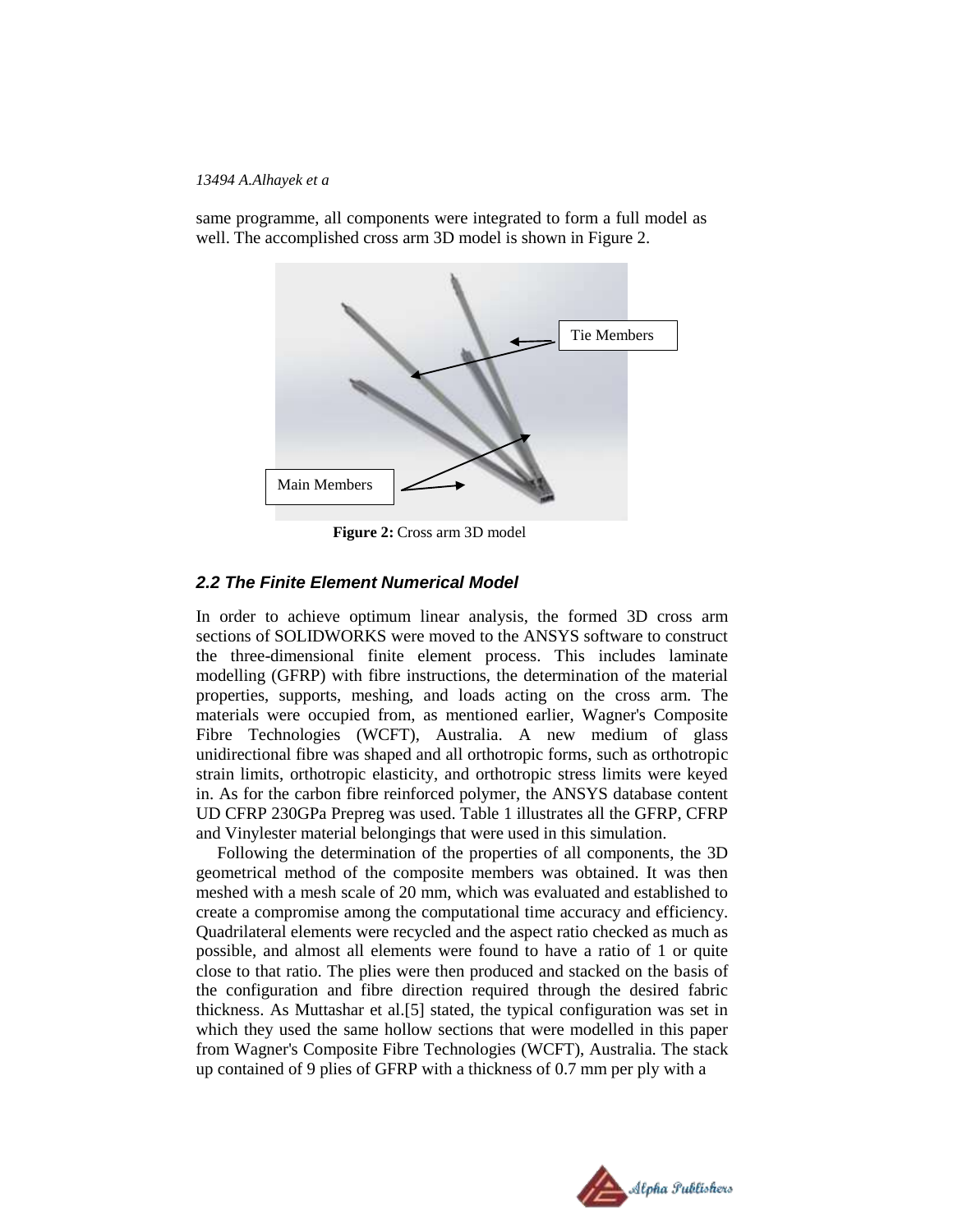same programme, all components were integrated to form a full model as well. The accomplished cross arm 3D model is shown in Figure 2.

Tie Members

Main Members

**Figure 2:** Cross arm 3D model

### *2.2 The Finite Element Numerical Model*

In order to achieve optimum linear analysis, the formed 3D cross arm sections of SOLIDWORKS were moved to the ANSYS software to construct the three-dimensional finite element process. This includes laminate modelling (GFRP) with fibre instructions, the determination of the material properties, supports, meshing, and loads acting on the cross arm. The materials were occupied from, as mentioned earlier, Wagner's Composite Fibre Technologies (WCFT), Australia. A new medium of glass unidirectional fibre was shaped and all orthotropic forms, such as orthotropic strain limits, orthotropic elasticity, and orthotropic stress limits were keyed in. As for the carbon fibre reinforced polymer, the ANSYS database content UD CFRP 230GPa Prepreg was used. Table 1 illustrates all the GFRP, CFRP and Vinylester material belongings that were used in this simulation.

Following the determination of the properties of all components, the 3D geometrical method of the composite members was obtained. It was then meshed with a mesh scale of 20 mm, which was evaluated and established to create a compromise among the computational time accuracy and efficiency. Quadrilateral elements were recycled and the aspect ratio checked as much as possible, and almost all elements were found to have a ratio of 1 or quite close to that ratio. The plies were then produced and stacked on the basis of the configuration and fibre direction required through the desired fabric thickness. As Muttashar et al.[5] stated, the typical configuration was set in which they used the same hollow sections that were modelled in this paper from Wagner's Composite Fibre Technologies (WCFT), Australia. The stack up contained of 9 plies of GFRP with a thickness of 0.7 mm per ply with a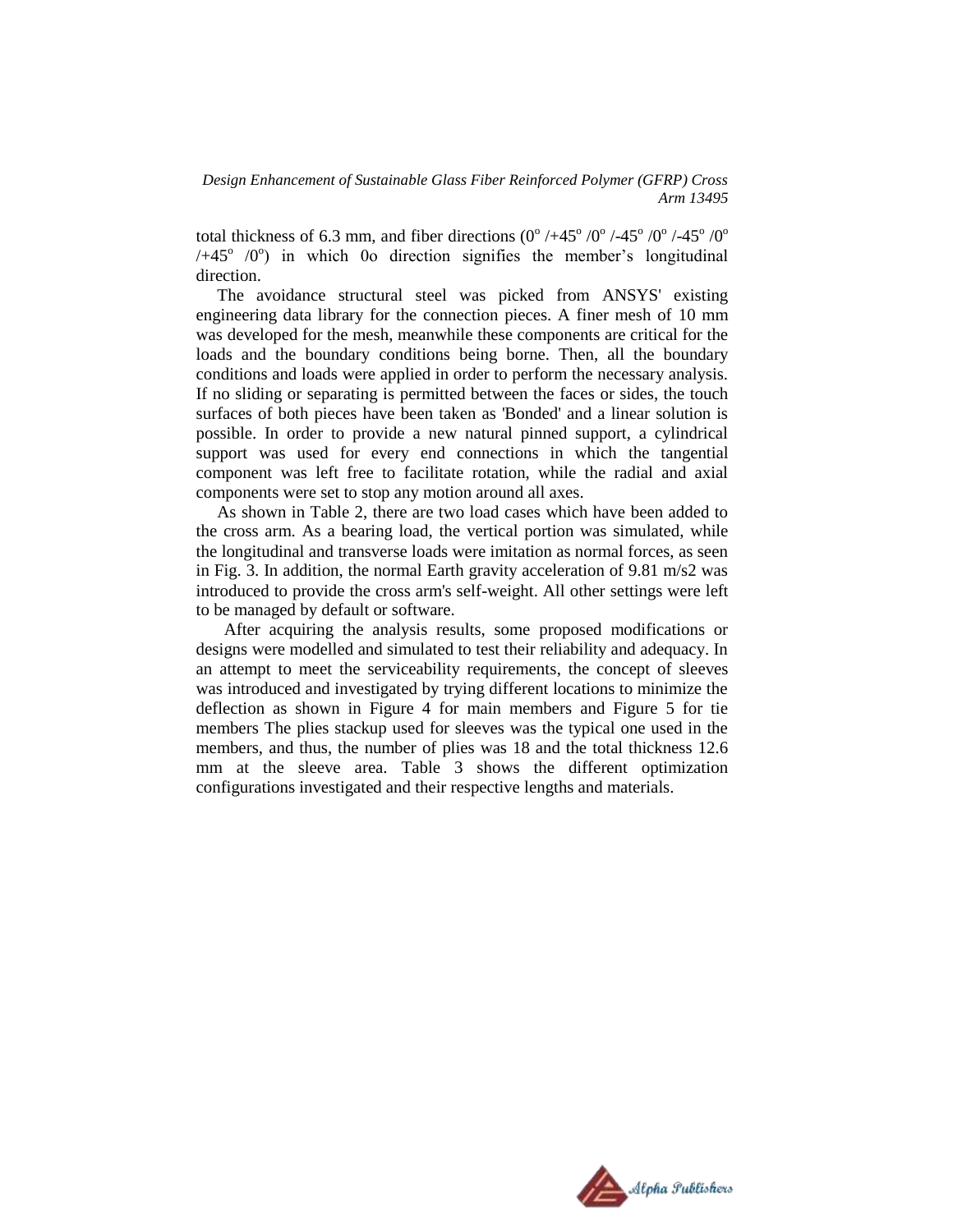total thickness of 6.3 mm, and fiber directions ($0^o$ /$+45^o$ /$0^o$ /$-45^o$ /$0^o$ /$-45^o$ /$0^o$ /$+45^o$ /$0^o$) in which 0o direction signifies the member's longitudinal direction.

The avoidance structural steel was picked from ANSYS' existing engineering data library for the connection pieces. A finer mesh of 10 mm was developed for the mesh, meanwhile these components are critical for the loads and the boundary conditions being borne. Then, all the boundary conditions and loads were applied in order to perform the necessary analysis. If no sliding or separating is permitted between the faces or sides, the touch surfaces of both pieces have been taken as 'Bonded' and a linear solution is possible. In order to provide a new natural pinned support, a cylindrical support was used for every end connections in which the tangential component was left free to facilitate rotation, while the radial and axial components were set to stop any motion around all axes.

As shown in Table 2, there are two load cases which have been added to the cross arm. As a bearing load, the vertical portion was simulated, while the longitudinal and transverse loads were imitation as normal forces, as seen in Fig. 3. In addition, the normal Earth gravity acceleration of 9.81 m/s2 was introduced to provide the cross arm's self-weight. All other settings were left to be managed by default or software.

After acquiring the analysis results, some proposed modifications or designs were modelled and simulated to test their reliability and adequacy. In an attempt to meet the serviceability requirements, the concept of sleeves was introduced and investigated by trying different locations to minimize the deflection as shown in Figure 4 for main members and Figure 5 for tie members The plies stackup used for sleeves was the typical one used in the members, and thus, the number of plies was 18 and the total thickness 12.6 mm at the sleeve area. Table 3 shows the different optimization configurations investigated and their respective lengths and materials.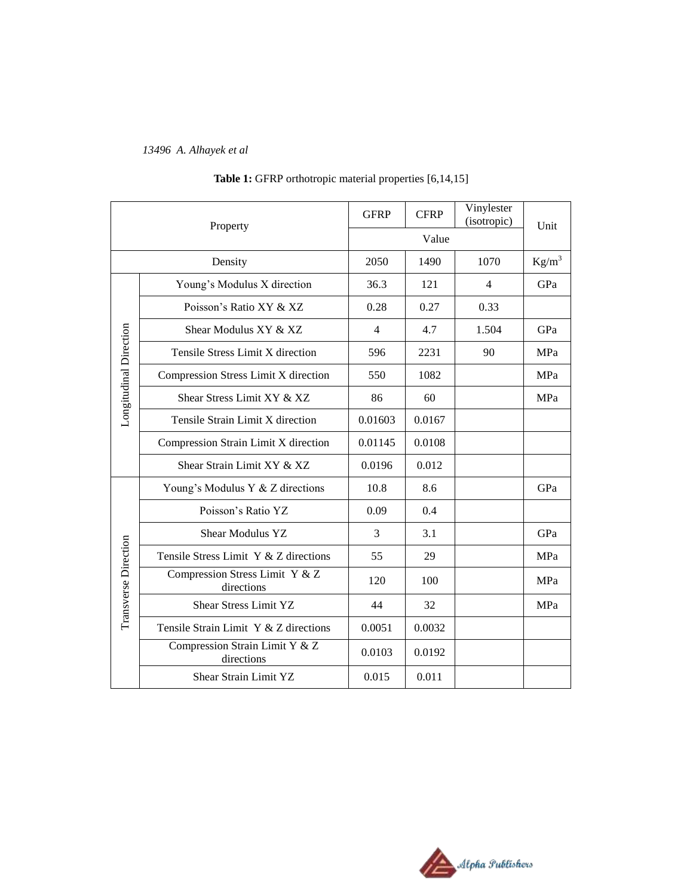**Table 1:** GFRP orthotropic material properties [6,14,15]

| Property | | GFRP | CFRP | Vinylester (isotropic) | Unit |
|---|---|---|---|---|---|
| | | Value | | | |
| Density | | 2050 | 1490 | 1070 | Kg/m$^3$ |
| Longitudinal Direction | Young's Modulus X direction | 36.3 | 121 | 4 | GPa |
| | Poisson's Ratio XY & XZ | 0.28 | 0.27 | 0.33 | |
| | Shear Modulus XY & XZ | 4 | 4.7 | 1.504 | GPa |
| | Tensile Stress Limit X direction | 596 | 2231 | 90 | MPa |
| | Compression Stress Limit X direction | 550 | 1082 | | MPa |
| | Shear Stress Limit XY & XZ | 86 | 60 | | MPa |
| | Tensile Strain Limit X direction | 0.01603 | 0.0167 | | |
| | Compression Strain Limit X direction | 0.01145 | 0.0108 | | |
| | Shear Strain Limit XY & XZ | 0.0196 | 0.012 | | |
| Transverse Direction | Young's Modulus Y & Z directions | 10.8 | 8.6 | | GPa |
| | Poisson's Ratio YZ | 0.09 | 0.4 | | |
| | Shear Modulus YZ | 3 | 3.1 | | GPa |
| | Tensile Stress Limit Y & Z directions | 55 | 29 | | MPa |
| | Compression Stress Limit Y & Z directions | 120 | 100 | | MPa |
| | Shear Stress Limit YZ | 44 | 32 | | MPa |
| | Tensile Strain Limit Y & Z directions | 0.0051 | 0.0032 | | |
| | Compression Strain Limit Y & Z directions | 0.0103 | 0.0192 | | |
| | Shear Strain Limit YZ | 0.015 | 0.011 | | |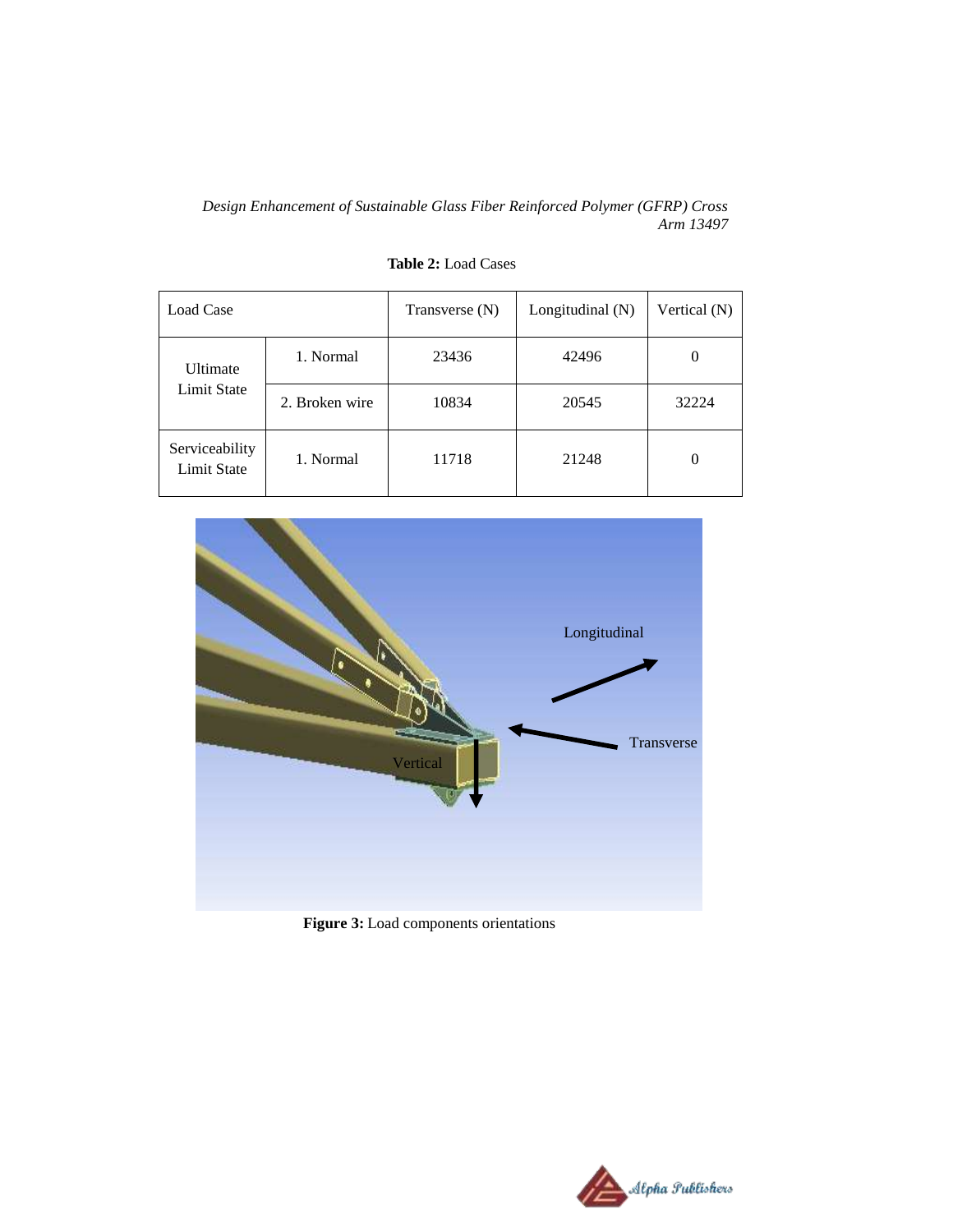**Table 2:** Load Cases

| Load Case | | Transverse (N) | Longitudinal (N) | Vertical (N) |
|---|---|---|---|---|
| Ultimate Limit State | 1. Normal | 23436 | 42496 | 0 |
| | 2. Broken wire | 10834 | 20545 | 32224 |
| Serviceability Limit State | 1. Normal | 11718 | 21248 | 0 |

Longitudinal

Transverse

Vertical

**Figure 3:** Load components orientations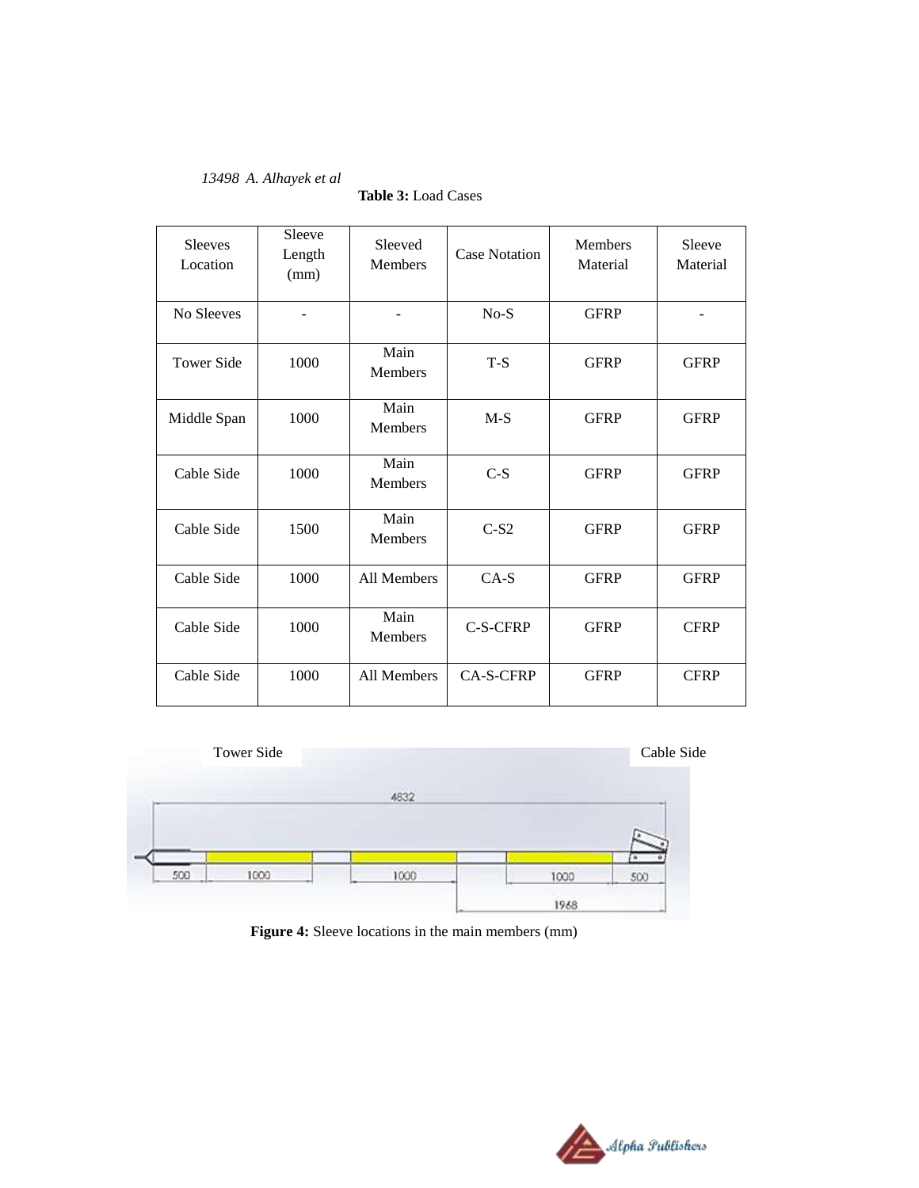**Table 3:** Load Cases

| Sleeves Location | Sleeve Length (mm) | Sleeved Members | Case Notation | Members Material | Sleeve Material |
| --- | --- | --- | --- | --- | --- |
| No Sleeves | - | - | No-S | GFRP | - |
| Tower Side | 1000 | Main Members | T-S | GFRP | GFRP |
| Middle Span | 1000 | Main Members | M-S | GFRP | GFRP |
| Cable Side | 1000 | Main Members | C-S | GFRP | GFRP |
| Cable Side | 1500 | Main Members | C-S2 | GFRP | GFRP |
| Cable Side | 1000 | All Members | CA-S | GFRP | GFRP |
| Cable Side | 1000 | Main Members | C-S-CFRP | GFRP | CFRP |
| Cable Side | 1000 | All Members | CA-S-CFRP | GFRP | CFRP |

Tower Side

Cable Side

4832

500

1000

1000

1000

500

1968

**Figure 4:** Sleeve locations in the main members (mm)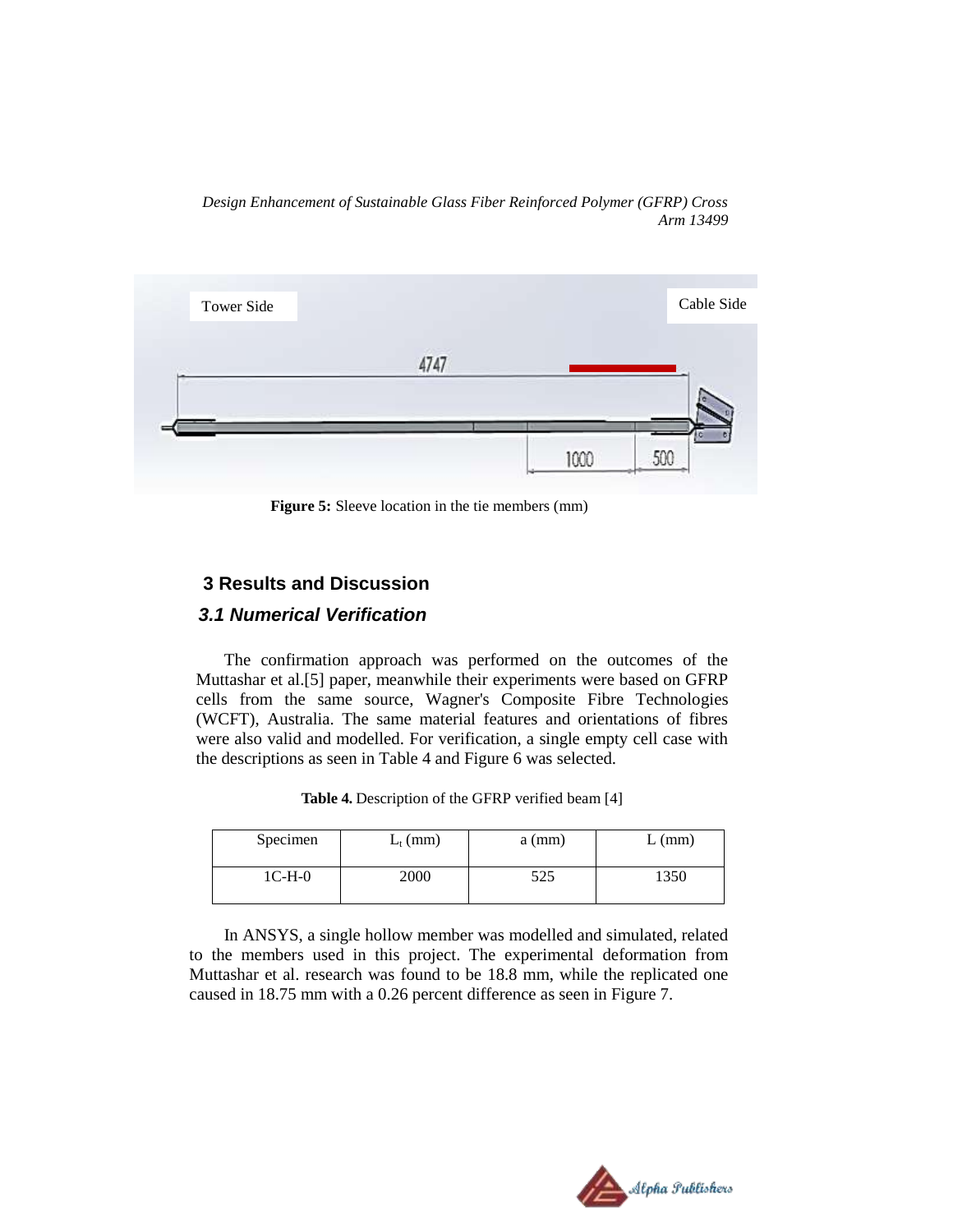Tower Side

Cable Side

4747

1000

500

**Figure 5:** Sleeve location in the tie members (mm)

## 3 Results and Discussion

### 3.1 Numerical Verification

The confirmation approach was performed on the outcomes of the Muttashar et al.[5] paper, meanwhile their experiments were based on GFRP cells from the same source, Wagner's Composite Fibre Technologies (WCFT), Australia. The same material features and orientations of fibres were also valid and modelled. For verification, a single empty cell case with the descriptions as seen in Table 4 and Figure 6 was selected.

**Table 4.** Description of the GFRP verified beam [4]

| Specimen | $L_t$ (mm) | a (mm) | L (mm) |
|---|---|---|---|
| 1C-H-0 | 2000 | 525 | 1350 |

In ANSYS, a single hollow member was modelled and simulated, related to the members used in this project. The experimental deformation from Muttashar et al. research was found to be 18.8 mm, while the replicated one caused in 18.75 mm with a 0.26 percent difference as seen in Figure 7.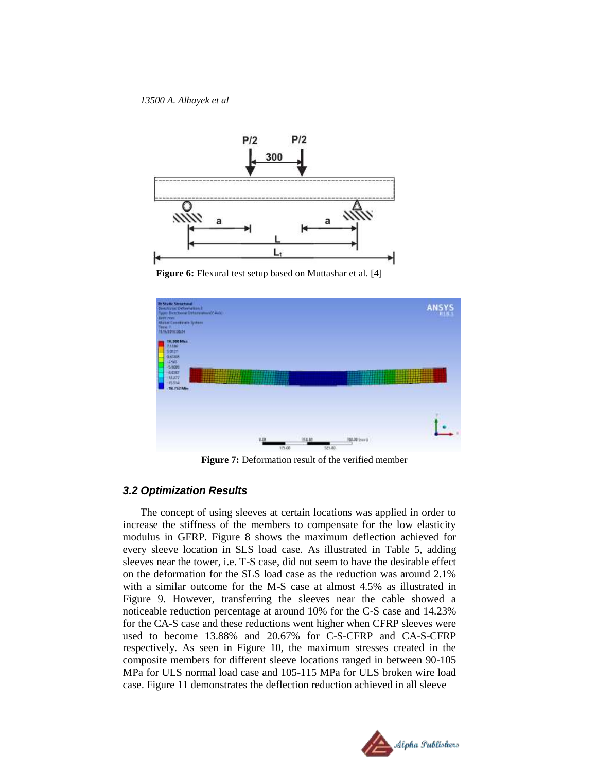Figure 6: **Figure 6:** Flexural test setup based on Muttashar et al. [4]

**Figure 7:** Deformation result of the verified member

### 3.2 Optimization Results

The concept of using sleeves at certain locations was applied in order to increase the stiffness of the members to compensate for the low elasticity modulus in GFRP. Figure 8 shows the maximum deflection achieved for every sleeve location in SLS load case. As illustrated in Table 5, adding sleeves near the tower, i.e. T-S case, did not seem to have the desirable effect on the deformation for the SLS load case as the reduction was around 2.1% with a similar outcome for the M-S case at almost 4.5% as illustrated in Figure 9. However, transferring the sleeves near the cable showed a noticeable reduction percentage at around 10% for the C-S case and 14.23% for the CA-S case and these reductions went higher when CFRP sleeves were used to become 13.88% and 20.67% for C-S-CFRP and CA-S-CFRP respectively. As seen in Figure 10, the maximum stresses created in the composite members for different sleeve locations ranged in between 90-105 MPa for ULS normal load case and 105-115 MPa for ULS broken wire load case. Figure 11 demonstrates the deflection reduction achieved in all sleeve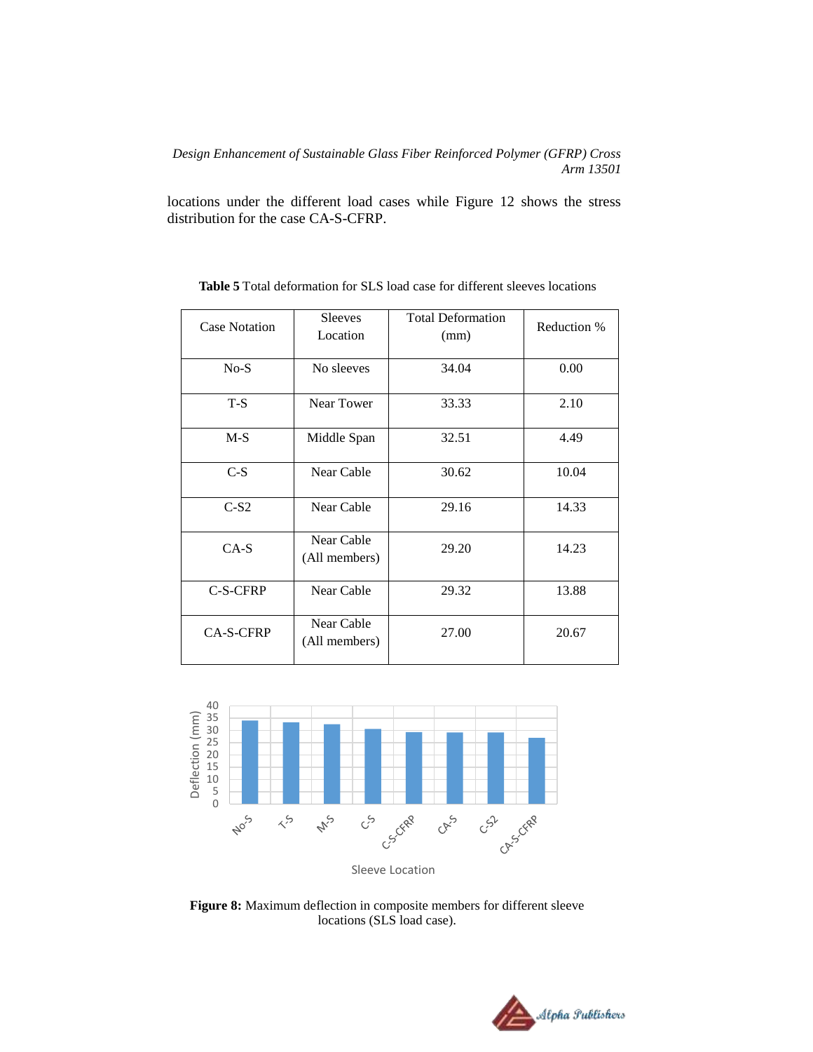locations under the different load cases while Figure 12 shows the stress distribution for the case CA-S-CFRP.

**Table 5** Total deformation for SLS load case for different sleeves locations

| Case Notation | Sleeves Location | Total Deformation (mm) | Reduction % |
|---|---|---|---|
| No-S | No sleeves | 34.04 | 0.00 |
| T-S | Near Tower | 33.33 | 2.10 |
| M-S | Middle Span | 32.51 | 4.49 |
| C-S | Near Cable | 30.62 | 10.04 |
| C-S2 | Near Cable | 29.16 | 14.33 |
| CA-S | Near Cable (All members) | 29.20 | 14.23 |
| C-S-CFRP | Near Cable | 29.32 | 13.88 |
| CA-S-CFRP | Near Cable (All members) | 27.00 | 20.67 |

Deflection (mm)

40
35
30
25
20
15
10
5
0

No-S
T-S
M-S
C-S
C-S-CFRP
CA-S
C-S2
CA-S-CFRP

Sleeve Location

**Figure 8:** Maximum deflection in composite members for different sleeve locations (SLS load case).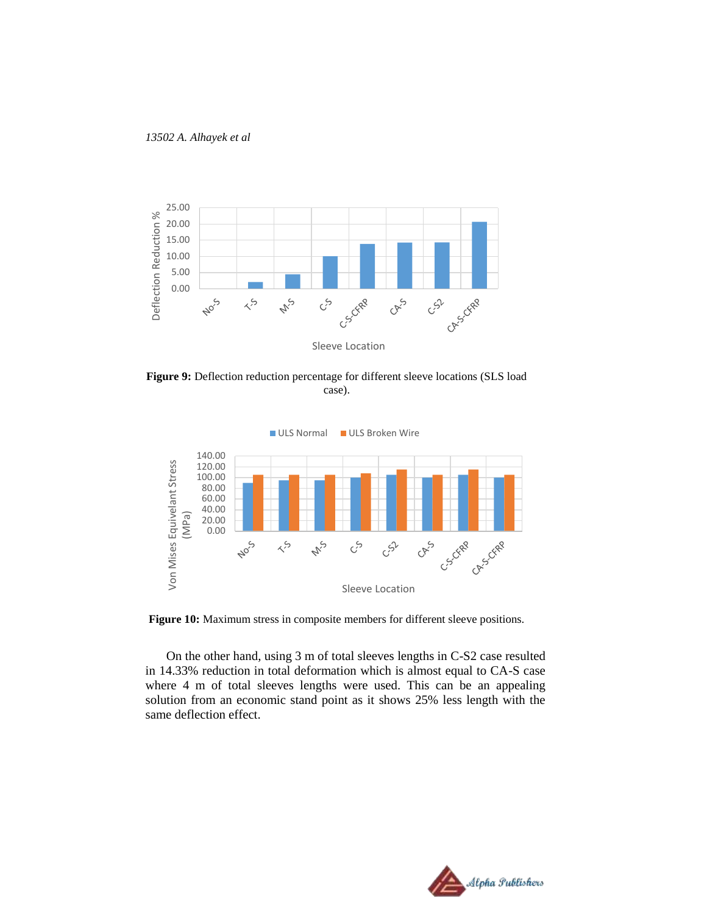25.00
20.00
15.00
10.00
5.00
0.00

Deflection Reduction %

No-S
T-S
M-S
C-S
C-S-CFRP
CA-S
C-S2
CA-S-CFRP

Sleeve Location

**Figure 9:** Deflection reduction percentage for different sleeve locations (SLS load case).

ULS Normal
ULS Broken Wire

140.00
120.00
100.00
80.00
60.00
40.00
20.00
0.00

Von Mises Equivelant Stress (MPa)

No-S
T-S
M-S
C-S
C-S2
CA-S
C-S-CFRP
CA-S-CFRP

Sleeve Location

**Figure 10:** Maximum stress in composite members for different sleeve positions.

On the other hand, using 3 m of total sleeves lengths in C-S2 case resulted in 14.33% reduction in total deformation which is almost equal to CA-S case where 4 m of total sleeves lengths were used. This can be an appealing solution from an economic stand point as it shows 25% less length with the same deflection effect.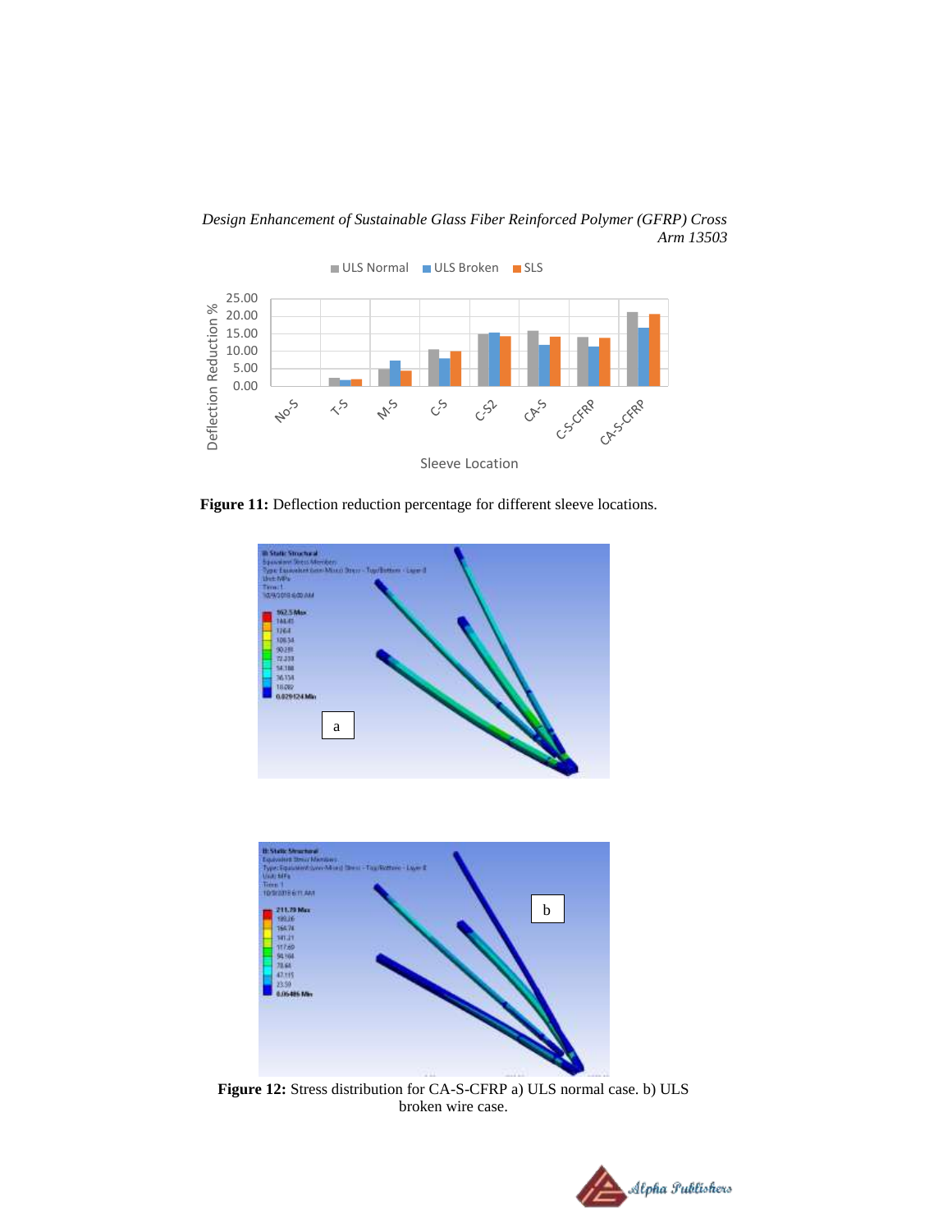ULS Normal
ULS Broken
SLS

Deflection Reduction %

25.00
20.00
15.00
10.00
5.00
0.00

No-S
T-S
M-S
C-S
C-S2
CA-S
C-S-CFRP
CA-S-CFRP

Sleeve Location

**Figure 11:** Deflection reduction percentage for different sleeve locations.

a

b

**Figure 12:** Stress distribution for CA-S-CFRP a) ULS normal case. b) ULS broken wire case.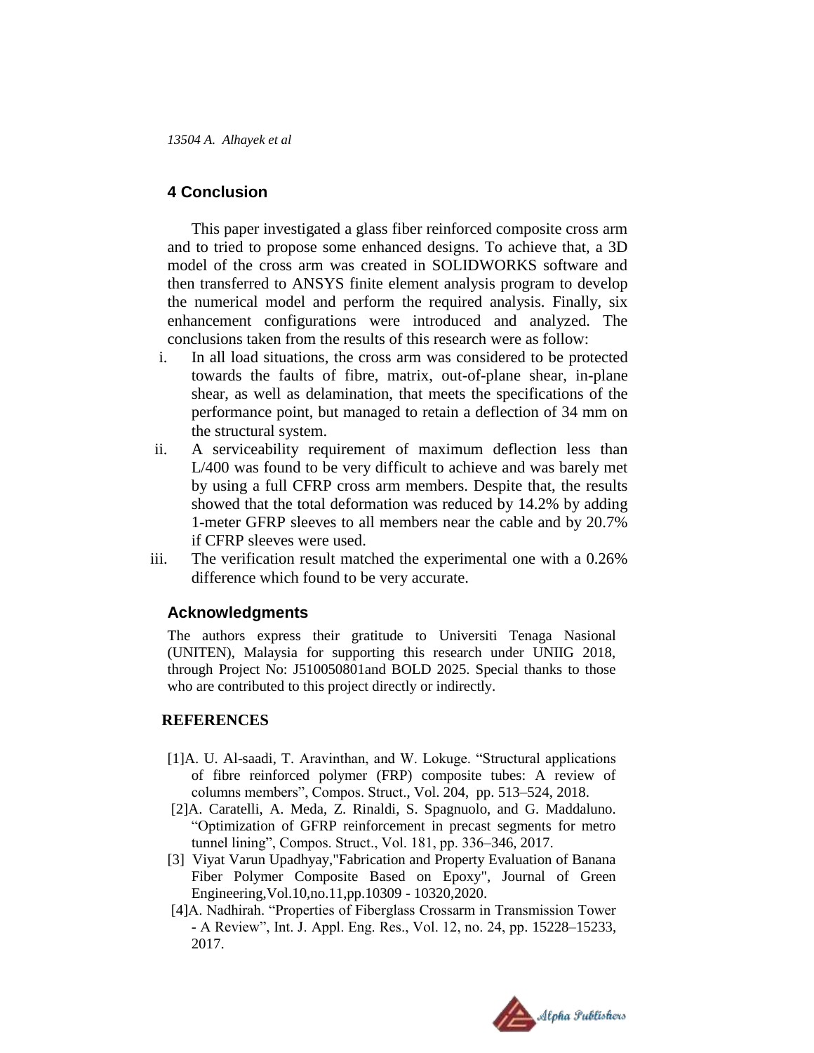## 4 Conclusion

This paper investigated a glass fiber reinforced composite cross arm and to tried to propose some enhanced designs. To achieve that, a 3D model of the cross arm was created in SOLIDWORKS software and then transferred to ANSYS finite element analysis program to develop the numerical model and perform the required analysis. Finally, six enhancement configurations were introduced and analyzed. The conclusions taken from the results of this research were as follow:

i. In all load situations, the cross arm was considered to be protected towards the faults of fibre, matrix, out-of-plane shear, in-plane shear, as well as delamination, that meets the specifications of the performance point, but managed to retain a deflection of 34 mm on the structural system.
ii. A serviceability requirement of maximum deflection less than L/400 was found to be very difficult to achieve and was barely met by using a full CFRP cross arm members. Despite that, the results showed that the total deformation was reduced by 14.2% by adding 1-meter GFRP sleeves to all members near the cable and by 20.7% if CFRP sleeves were used.
iii. The verification result matched the experimental one with a 0.26% difference which found to be very accurate.

### Acknowledgments

The authors express their gratitude to Universiti Tenaga Nasional (UNITEN), Malaysia for supporting this research under UNIIG 2018, through Project No: J510050801and BOLD 2025. Special thanks to those who are contributed to this project directly or indirectly.

## REFERENCES

[1]A. U. Al-saadi, T. Aravinthan, and W. Lokuge. “Structural applications of fibre reinforced polymer (FRP) composite tubes: A review of columns members”, Compos. Struct., Vol. 204, pp. 513–524, 2018.

[2]A. Caratelli, A. Meda, Z. Rinaldi, S. Spagnuolo, and G. Maddaluno. “Optimization of GFRP reinforcement in precast segments for metro tunnel lining”, Compos. Struct., Vol. 181, pp. 336–346, 2017.

[3] Viyat Varun Upadhyay,"Fabrication and Property Evaluation of Banana Fiber Polymer Composite Based on Epoxy", Journal of Green Engineering,Vol.10,no.11,pp.10309 - 10320,2020.

[4]A. Nadhirah. “Properties of Fiberglass Crossarm in Transmission Tower - A Review”, Int. J. Appl. Eng. Res., Vol. 12, no. 24, pp. 15228–15233, 2017.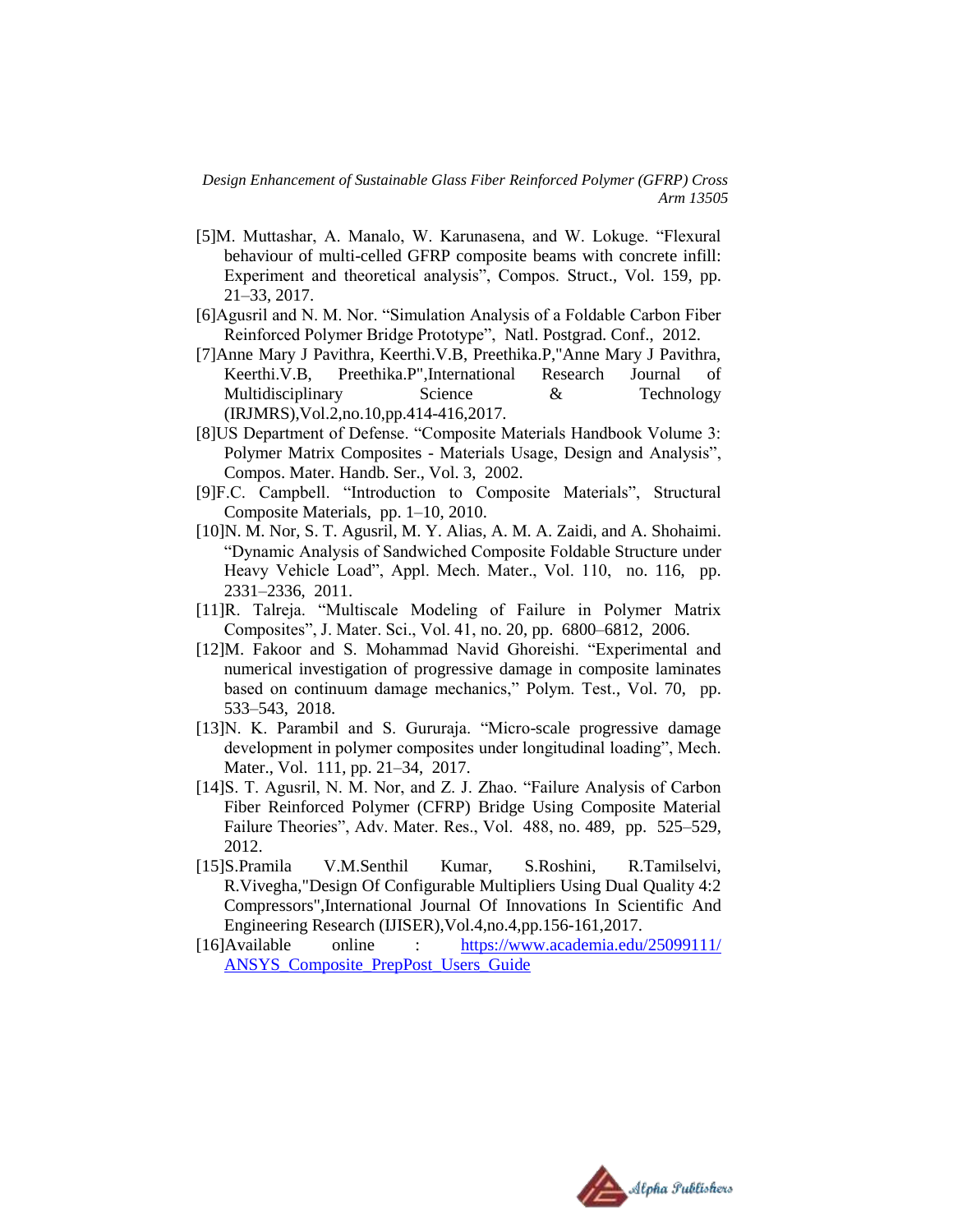[5]M. Muttashar, A. Manalo, W. Karunasena, and W. Lokuge. “Flexural behaviour of multi-celled GFRP composite beams with concrete infill: Experiment and theoretical analysis”, Compos. Struct., Vol. 159, pp. 21–33, 2017.

[6]Agusril and N. M. Nor. “Simulation Analysis of a Foldable Carbon Fiber Reinforced Polymer Bridge Prototype”, Natl. Postgrad. Conf., 2012.

[7]Anne Mary J Pavithra, Keerthi.V.B, Preethika.P,"Anne Mary J Pavithra, Keerthi.V.B, Preethika.P",International Research Journal of Multidisciplinary Science & Technology (IRJMRS),Vol.2,no.10,pp.414-416,2017.

[8]US Department of Defense. “Composite Materials Handbook Volume 3: Polymer Matrix Composites - Materials Usage, Design and Analysis”, Compos. Mater. Handb. Ser., Vol. 3, 2002.

[9]F.C. Campbell. “Introduction to Composite Materials”, Structural Composite Materials, pp. 1–10, 2010.

[10]N. M. Nor, S. T. Agusril, M. Y. Alias, A. M. A. Zaidi, and A. Shohaimi. “Dynamic Analysis of Sandwiched Composite Foldable Structure under Heavy Vehicle Load”, Appl. Mech. Mater., Vol. 110, no. 116, pp. 2331–2336, 2011.

[11]R. Talreja. “Multiscale Modeling of Failure in Polymer Matrix Composites”, J. Mater. Sci., Vol. 41, no. 20, pp. 6800–6812, 2006.

[12]M. Fakoor and S. Mohammad Navid Ghoreishi. “Experimental and numerical investigation of progressive damage in composite laminates based on continuum damage mechanics,” Polym. Test., Vol. 70, pp. 533–543, 2018.

[13]N. K. Parambil and S. Gururaja. “Micro-scale progressive damage development in polymer composites under longitudinal loading”, Mech. Mater., Vol. 111, pp. 21–34, 2017.

[14]S. T. Agusril, N. M. Nor, and Z. J. Zhao. “Failure Analysis of Carbon Fiber Reinforced Polymer (CFRP) Bridge Using Composite Material Failure Theories”, Adv. Mater. Res., Vol. 488, no. 489, pp. 525–529, 2012.

[15]S.Pramila V.M.Senthil Kumar, S.Roshini, R.Tamilselvi, R.Vivegha,"Design Of Configurable Multipliers Using Dual Quality 4:2 Compressors",International Journal Of Innovations In Scientific And Engineering Research (IJISER),Vol.4,no.4,pp.156-161,2017.

[16]Available online : https://www.academia.edu/25099111/ANSYS_Composite_PrepPost_Users_Guide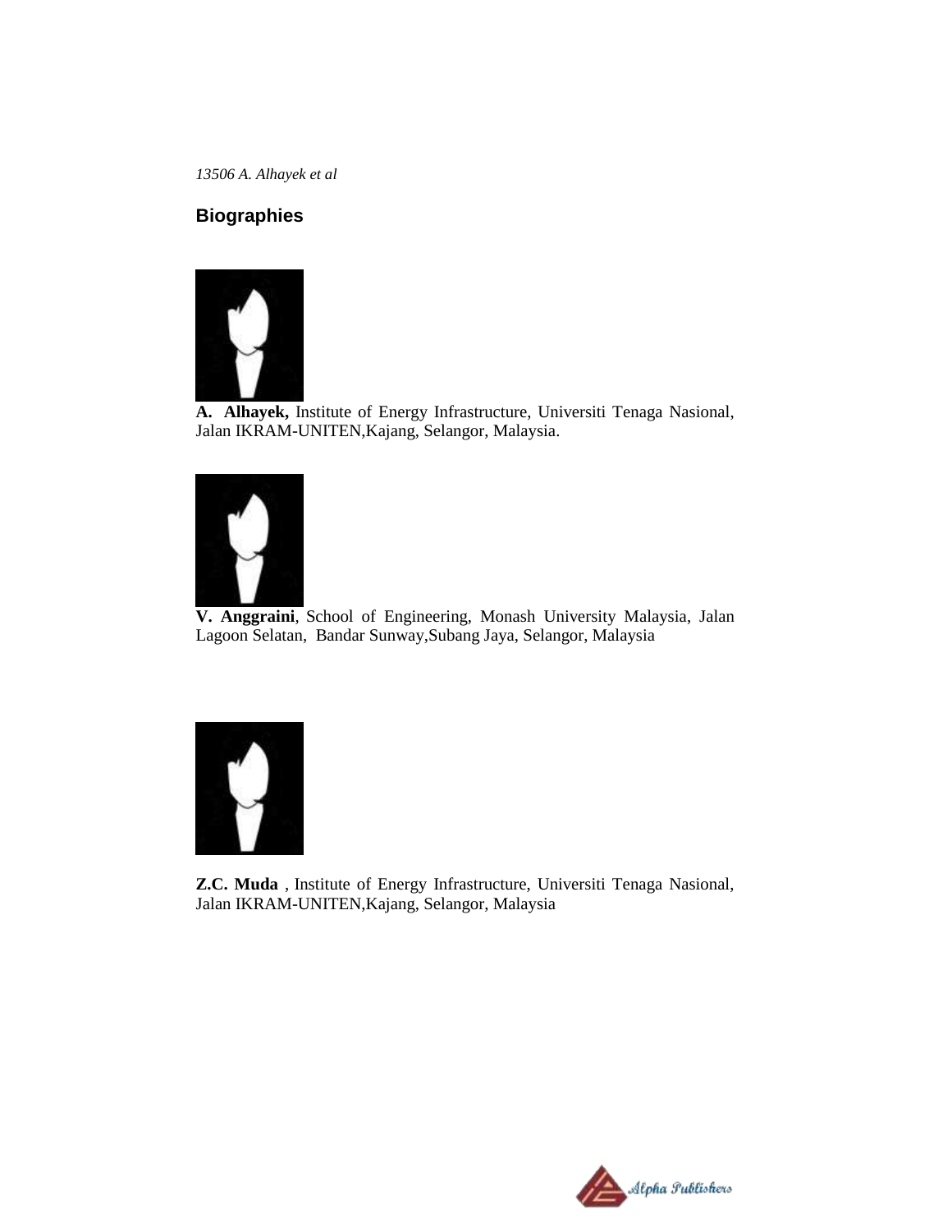## Biographies

**A. Alhayek,** Institute of Energy Infrastructure, Universiti Tenaga Nasional, Jalan IKRAM-UNITEN,Kajang, Selangor, Malaysia.

**V. Anggraini**, School of Engineering, Monash University Malaysia, Jalan Lagoon Selatan, Bandar Sunway,Subang Jaya, Selangor, Malaysia

**Z.C. Muda** , Institute of Energy Infrastructure, Universiti Tenaga Nasional, Jalan IKRAM-UNITEN,Kajang, Selangor, Malaysia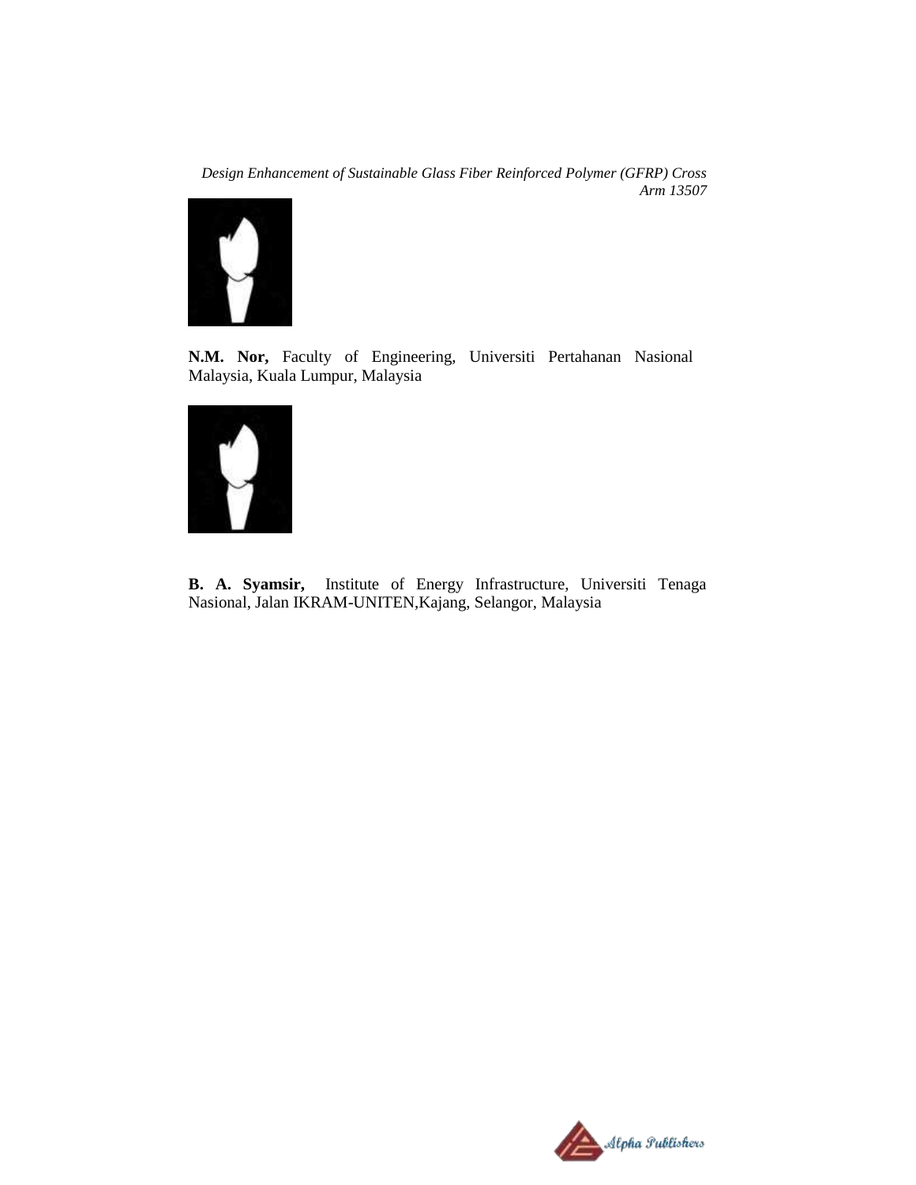**N.M. Nor,** Faculty of Engineering, Universiti Pertahanan Nasional Malaysia, Kuala Lumpur, Malaysia

**B. A. Syamsir,** Institute of Energy Infrastructure, Universiti Tenaga Nasional, Jalan IKRAM-UNITEN,Kajang, Selangor, Malaysia